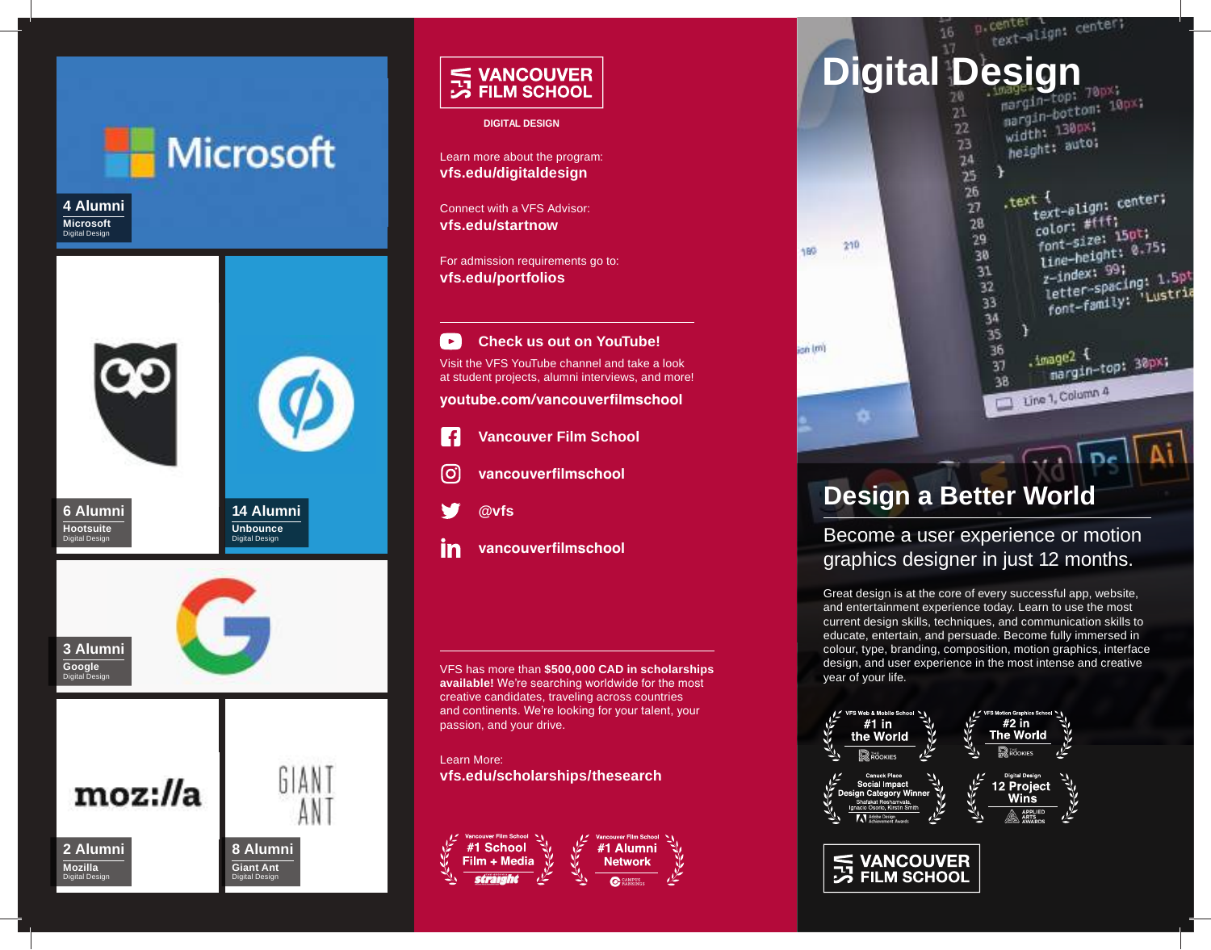4 Alumni
**Microsoft**
Digital Design

6 Alumni
**Hootsuite**
Digital Design

14 Alumni
**Unbounce**
Digital Design

3 Alumni
**Google**
Digital Design

2 Alumni
**Mozilla**
Digital Design

8 Alumni
**Giant Ant**
Digital Design

**VANCOUVER FILM SCHOOL**

**DIGITAL DESIGN**

Learn more about the program:
**vfs.edu/digitaldesign**

Connect with a VFS Advisor:
**vfs.edu/startnow**

For admission requirements go to:
**vfs.edu/portfolios**

**Check us out on YouTube!**

Visit the VFS YouTube channel and take a look at student projects, alumni interviews, and more!

**youtube.com/vancouverfilmschool**

**Vancouver Film School**

**vancouverfilmschool**

**@vfs**

**vancouverfilmschool**

VFS has more than **$500,000 CAD in scholarships available!** We're searching worldwide for the most creative candidates, traveling across countries and continents. We're looking for your talent, your passion, and your drive.

Learn More:
**vfs.edu/scholarships/thesearch**

Vancouver Film School **#1 School Film + Media** — straight

Vancouver Film School **#1 Alumni Network** — Campus Rankings

# Digital Design

## Design a Better World

Become a user experience or motion graphics designer in just 12 months.

Great design is at the core of every successful app, website, and entertainment experience today. Learn to use the most current design skills, techniques, and communication skills to educate, entertain, and persuade. Become fully immersed in colour, type, branding, composition, motion graphics, interface design, and user experience in the most intense and creative year of your life.

VFS Web & Mobile School **#1 in the World** — The Rookies

VFS Motion Graphics School **#2 in The World** — The Rookies

Canuck Place **Social Impact Design Category Winner** — Shafakat Reshamwala, Ignacio Osorio, Kirstin Smith — Adobe Design Achievement Awards

Digital Design **12 Project Wins** — Applied Arts Awards

**VANCOUVER FILM SCHOOL**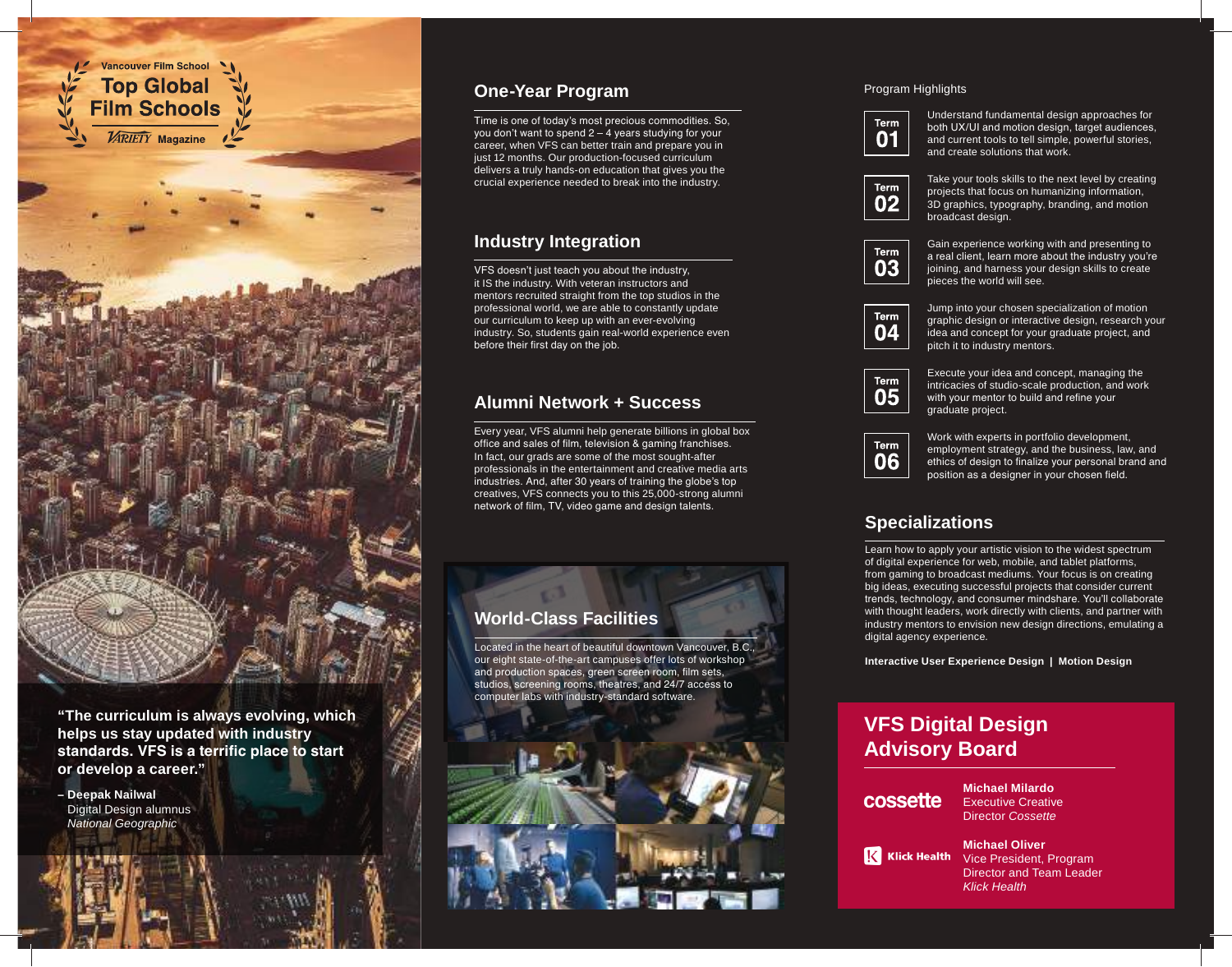Vancouver Film School
**Top Global Film Schools**
*VARIETY* Magazine

**"The curriculum is always evolving, which helps us stay updated with industry standards. VFS is a terrific place to start or develop a career."**

**– Deepak Nailwal**
Digital Design alumnus
*National Geographic*

## One-Year Program

Time is one of today's most precious commodities. So, you don't want to spend 2 – 4 years studying for your career, when VFS can better train and prepare you in just 12 months. Our production-focused curriculum delivers a truly hands-on education that gives you the crucial experience needed to break into the industry.

## Industry Integration

VFS doesn't just teach you about the industry, it IS the industry. With veteran instructors and mentors recruited straight from the top studios in the professional world, we are able to constantly update our curriculum to keep up with an ever-evolving industry. So, students gain real-world experience even before their first day on the job.

## Alumni Network + Success

Every year, VFS alumni help generate billions in global box office and sales of film, television & gaming franchises. In fact, our grads are some of the most sought-after professionals in the entertainment and creative media arts industries. And, after 30 years of training the globe's top creatives, VFS connects you to this 25,000-strong alumni network of film, TV, video game and design talents.

## World-Class Facilities

Located in the heart of beautiful downtown Vancouver, B.C., our eight state-of-the-art campuses offer lots of workshop and production spaces, green screen room, film sets, studios, screening rooms, theatres, and 24/7 access to computer labs with industry-standard software.

Program Highlights

**Term 01** Understand fundamental design approaches for both UX/UI and motion design, target audiences, and current tools to tell simple, powerful stories, and create solutions that work.

**Term 02** Take your tools skills to the next level by creating projects that focus on humanizing information, 3D graphics, typography, branding, and motion broadcast design.

**Term 03** Gain experience working with and presenting to a real client, learn more about the industry you're joining, and harness your design skills to create pieces the world will see.

**Term 04** Jump into your chosen specialization of motion graphic design or interactive design, research your idea and concept for your graduate project, and pitch it to industry mentors.

**Term 05** Execute your idea and concept, managing the intricacies of studio-scale production, and work with your mentor to build and refine your graduate project.

**Term 06** Work with experts in portfolio development, employment strategy, and the business, law, and ethics of design to finalize your personal brand and position as a designer in your chosen field.

## Specializations

Learn how to apply your artistic vision to the widest spectrum of digital experience for web, mobile, and tablet platforms, from gaming to broadcast mediums. Your focus is on creating big ideas, executing successful projects that consider current trends, technology, and consumer mindshare. You'll collaborate with thought leaders, work directly with clients, and partner with industry mentors to envision new design directions, emulating a digital agency experience.

**Interactive User Experience Design | Motion Design**

## VFS Digital Design Advisory Board

cossette
**Michael Milardo**
Executive Creative Director *Cossette*

Klick Health
**Michael Oliver**
Vice President, Program Director and Team Leader *Klick Health*